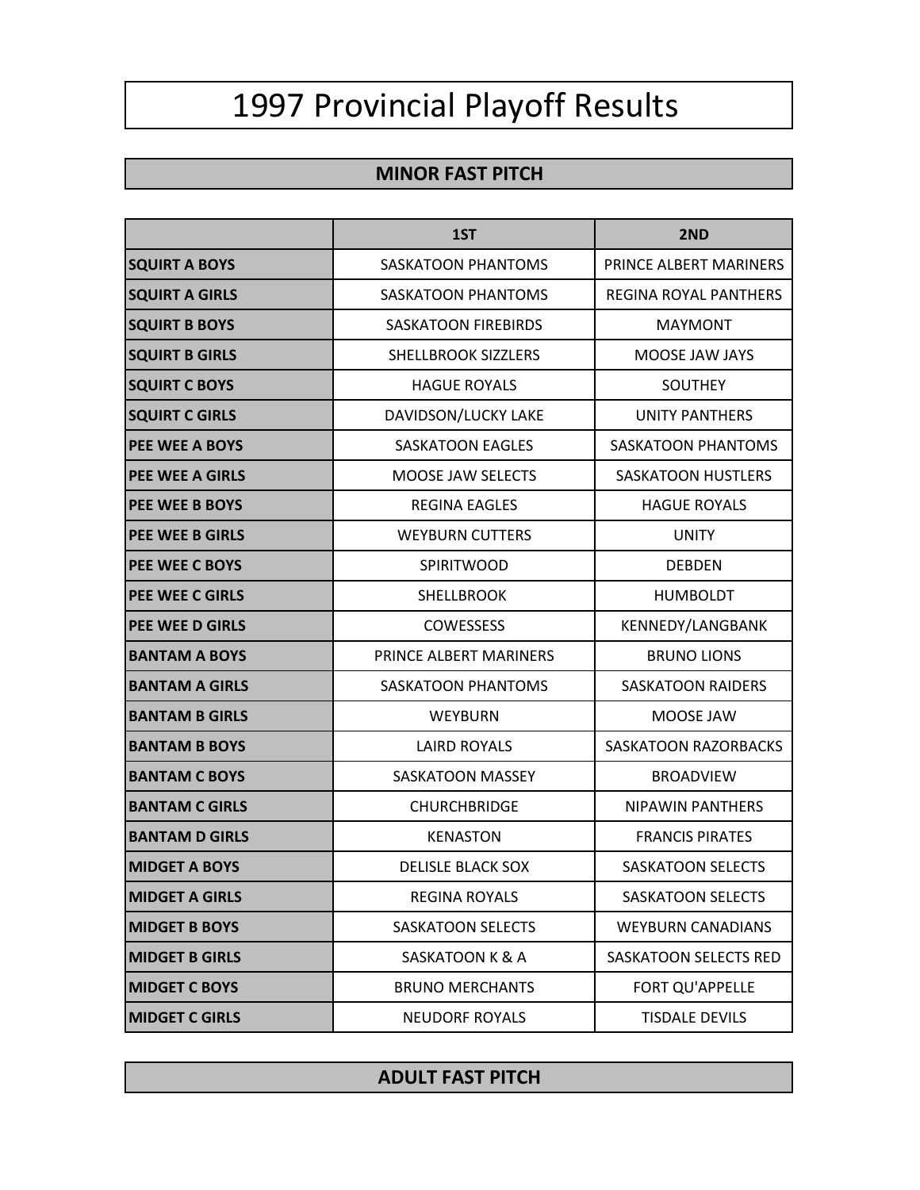# 1997 Provincial Playoff Results

## MINOR FAST PITCH

| | 1ST | 2ND |
|---|---|---|
| **SQUIRT A BOYS** | SASKATOON PHANTOMS | PRINCE ALBERT MARINERS |
| **SQUIRT A GIRLS** | SASKATOON PHANTOMS | REGINA ROYAL PANTHERS |
| **SQUIRT B BOYS** | SASKATOON FIREBIRDS | MAYMONT |
| **SQUIRT B GIRLS** | SHELLBROOK SIZZLERS | MOOSE JAW JAYS |
| **SQUIRT C BOYS** | HAGUE ROYALS | SOUTHEY |
| **SQUIRT C GIRLS** | DAVIDSON/LUCKY LAKE | UNITY PANTHERS |
| **PEE WEE A BOYS** | SASKATOON EAGLES | SASKATOON PHANTOMS |
| **PEE WEE A GIRLS** | MOOSE JAW SELECTS | SASKATOON HUSTLERS |
| **PEE WEE B BOYS** | REGINA EAGLES | HAGUE ROYALS |
| **PEE WEE B GIRLS** | WEYBURN CUTTERS | UNITY |
| **PEE WEE C BOYS** | SPIRITWOOD | DEBDEN |
| **PEE WEE C GIRLS** | SHELLBROOK | HUMBOLDT |
| **PEE WEE D GIRLS** | COWESSESS | KENNEDY/LANGBANK |
| **BANTAM A BOYS** | PRINCE ALBERT MARINERS | BRUNO LIONS |
| **BANTAM A GIRLS** | SASKATOON PHANTOMS | SASKATOON RAIDERS |
| **BANTAM B GIRLS** | WEYBURN | MOOSE JAW |
| **BANTAM B BOYS** | LAIRD ROYALS | SASKATOON RAZORBACKS |
| **BANTAM C BOYS** | SASKATOON MASSEY | BROADVIEW |
| **BANTAM C GIRLS** | CHURCHBRIDGE | NIPAWIN PANTHERS |
| **BANTAM D GIRLS** | KENASTON | FRANCIS PIRATES |
| **MIDGET A BOYS** | DELISLE BLACK SOX | SASKATOON SELECTS |
| **MIDGET A GIRLS** | REGINA ROYALS | SASKATOON SELECTS |
| **MIDGET B BOYS** | SASKATOON SELECTS | WEYBURN CANADIANS |
| **MIDGET B GIRLS** | SASKATOON K & A | SASKATOON SELECTS RED |
| **MIDGET C BOYS** | BRUNO MERCHANTS | FORT QU'APPELLE |
| **MIDGET C GIRLS** | NEUDORF ROYALS | TISDALE DEVILS |

## ADULT FAST PITCH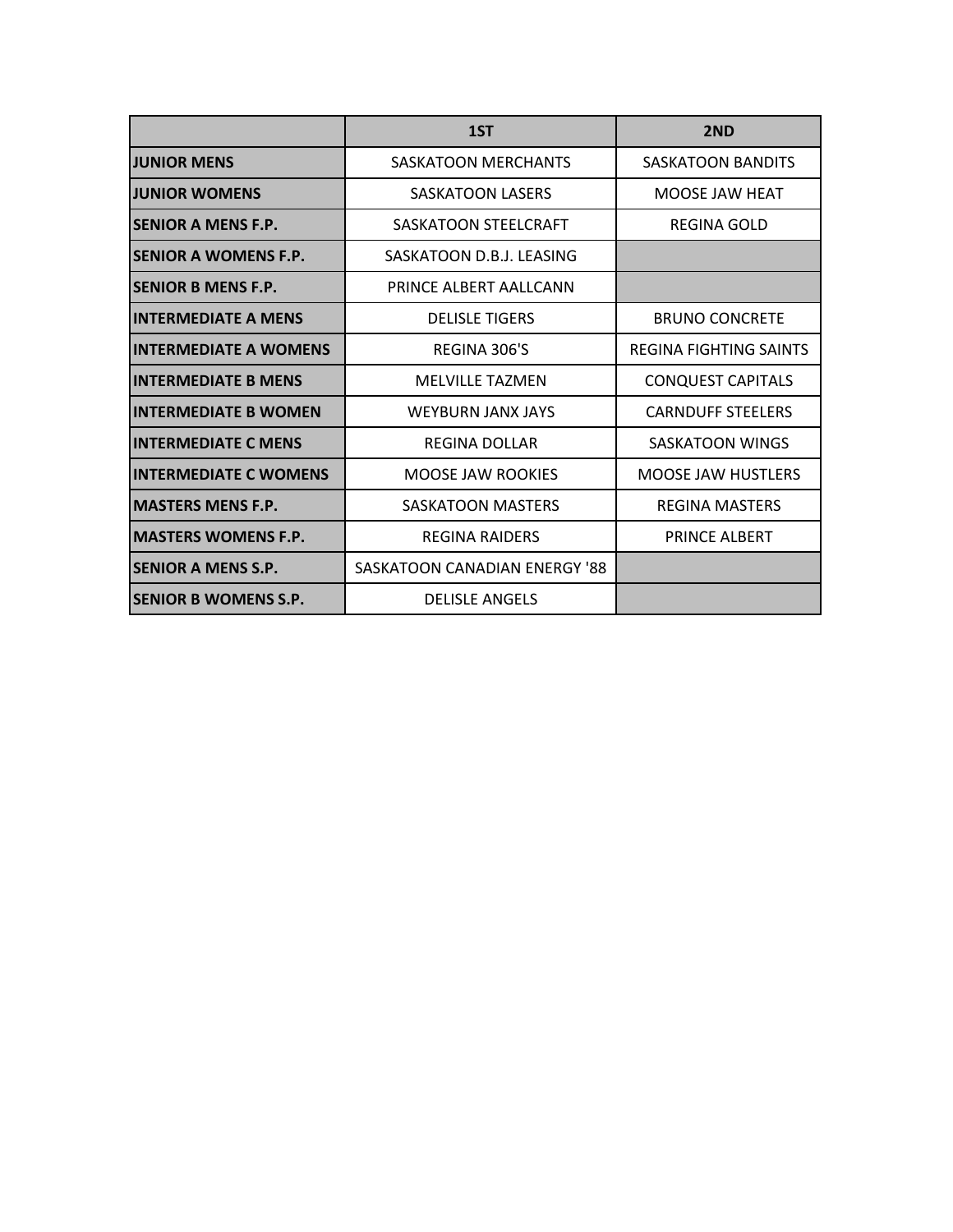| | 1ST | 2ND |
|---|---|---|
| **JUNIOR MENS** | SASKATOON MERCHANTS | SASKATOON BANDITS |
| **JUNIOR WOMENS** | SASKATOON LASERS | MOOSE JAW HEAT |
| **SENIOR A MENS F.P.** | SASKATOON STEELCRAFT | REGINA GOLD |
| **SENIOR A WOMENS F.P.** | SASKATOON D.B.J. LEASING | |
| **SENIOR B MENS F.P.** | PRINCE ALBERT AALLCANN | |
| **INTERMEDIATE A MENS** | DELISLE TIGERS | BRUNO CONCRETE |
| **INTERMEDIATE A WOMENS** | REGINA 306'S | REGINA FIGHTING SAINTS |
| **INTERMEDIATE B MENS** | MELVILLE TAZMEN | CONQUEST CAPITALS |
| **INTERMEDIATE B WOMEN** | WEYBURN JANX JAYS | CARNDUFF STEELERS |
| **INTERMEDIATE C MENS** | REGINA DOLLAR | SASKATOON WINGS |
| **INTERMEDIATE C WOMENS** | MOOSE JAW ROOKIES | MOOSE JAW HUSTLERS |
| **MASTERS MENS F.P.** | SASKATOON MASTERS | REGINA MASTERS |
| **MASTERS WOMENS F.P.** | REGINA RAIDERS | PRINCE ALBERT |
| **SENIOR A MENS S.P.** | SASKATOON CANADIAN ENERGY '88 | |
| **SENIOR B WOMENS S.P.** | DELISLE ANGELS | |